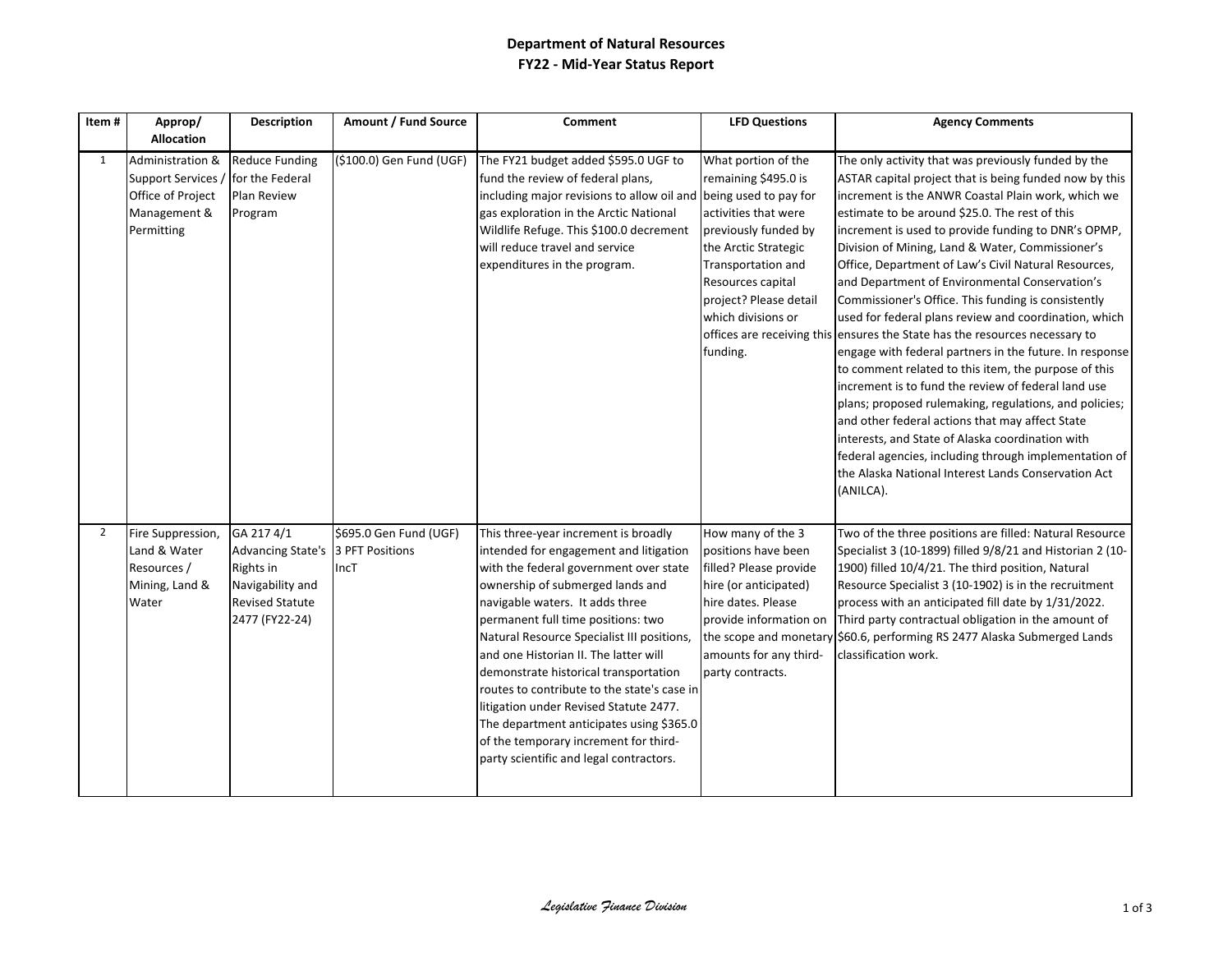# Department of Natural Resources
## FY22 - Mid-Year Status Report

| Item # | Approp/ Allocation | Description | Amount / Fund Source | Comment | LFD Questions | Agency Comments |
|---|---|---|---|---|---|---|
| 1 | Administration & Support Services / Office of Project Management & Permitting | Reduce Funding for the Federal Plan Review Program | ($100.0) Gen Fund (UGF) | The FY21 budget added $595.0 UGF to fund the review of federal plans, including major revisions to allow oil and gas exploration in the Arctic National Wildlife Refuge. This $100.0 decrement will reduce travel and service expenditures in the program. | What portion of the remaining $495.0 is being used to pay for activities that were previously funded by the Arctic Strategic Transportation and Resources capital project? Please detail which divisions or offices are receiving this funding. | The only activity that was previously funded by the ASTAR capital project that is being funded now by this increment is the ANWR Coastal Plain work, which we estimate to be around $25.0. The rest of this increment is used to provide funding to DNR's OPMP, Division of Mining, Land & Water, Commissioner's Office, Department of Law's Civil Natural Resources, and Department of Environmental Conservation's Commissioner's Office. This funding is consistently used for federal plans review and coordination, which ensures the State has the resources necessary to engage with federal partners in the future. In response to comment related to this item, the purpose of this increment is to fund the review of federal land use plans; proposed rulemaking, regulations, and policies; and other federal actions that may affect State interests, and State of Alaska coordination with federal agencies, including through implementation of the Alaska National Interest Lands Conservation Act (ANILCA). |
| 2 | Fire Suppression, Land & Water Resources / Mining, Land & Water | GA 217 4/1 Advancing State's Rights in Navigability and Revised Statute 2477 (FY22-24) | $695.0 Gen Fund (UGF) 3 PFT Positions IncT | This three-year increment is broadly intended for engagement and litigation with the federal government over state ownership of submerged lands and navigable waters. It adds three permanent full time positions: two Natural Resource Specialist III positions, and one Historian II. The latter will demonstrate historical transportation routes to contribute to the state's case in litigation under Revised Statute 2477. The department anticipates using $365.0 of the temporary increment for third-party scientific and legal contractors. | How many of the 3 positions have been filled? Please provide hire (or anticipated) hire dates. Please provide information on the scope and monetary amounts for any third-party contracts. | Two of the three positions are filled: Natural Resource Specialist 3 (10-1899) filled 9/8/21 and Historian 2 (10-1900) filled 10/4/21. The third position, Natural Resource Specialist 3 (10-1902) is in the recruitment process with an anticipated fill date by 1/31/2022. Third party contractual obligation in the amount of $60.6, performing RS 2477 Alaska Submerged Lands classification work. |

*Legislative Finance Division*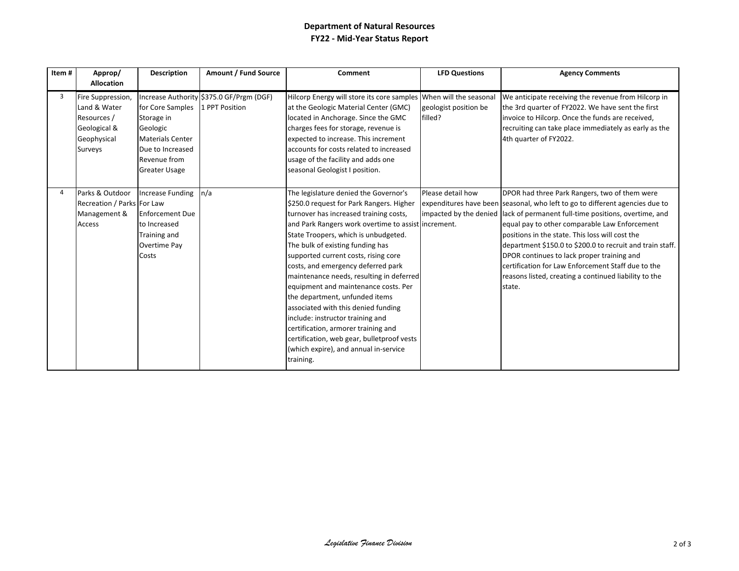# Department of Natural Resources

## FY22 - Mid-Year Status Report

| Item # | Approp/ Allocation | Description | Amount / Fund Source | Comment | LFD Questions | Agency Comments |
|---|---|---|---|---|---|---|
| 3 | Fire Suppression, Land & Water Resources / Geological & Geophysical Surveys | Increase Authority for Core Samples Storage in Geologic Materials Center Due to Increased Revenue from Greater Usage | $375.0 GF/Prgm (DGF) 1 PPT Position | Hilcorp Energy will store its core samples at the Geologic Material Center (GMC) located in Anchorage. Since the GMC charges fees for storage, revenue is expected to increase. This increment accounts for costs related to increased usage of the facility and adds one seasonal Geologist I position. | When will the seasonal geologist position be filled? | We anticipate receiving the revenue from Hilcorp in the 3rd quarter of FY2022. We have sent the first invoice to Hilcorp. Once the funds are received, recruiting can take place immediately as early as the 4th quarter of FY2022. |
| 4 | Parks & Outdoor Recreation / Parks Management & Access | Increase Funding For Law Enforcement Due to Increased Training and Overtime Pay Costs | n/a | The legislature denied the Governor's $250.0 request for Park Rangers. Higher turnover has increased training costs, and Park Rangers work overtime to assist State Troopers, which is unbudgeted. The bulk of existing funding has supported current costs, rising core costs, and emergency deferred park maintenance needs, resulting in deferred equipment and maintenance costs. Per the department, unfunded items associated with this denied funding include: instructor training and certification, armorer training and certification, web gear, bulletproof vests (which expire), and annual in-service training. | Please detail how expenditures have been impacted by the denied increment. | DPOR had three Park Rangers, two of them were seasonal, who left to go to different agencies due to lack of permanent full-time positions, overtime, and equal pay to other comparable Law Enforcement positions in the state. This loss will cost the department $150.0 to $200.0 to recruit and train staff. DPOR continues to lack proper training and certification for Law Enforcement Staff due to the reasons listed, creating a continued liability to the state. |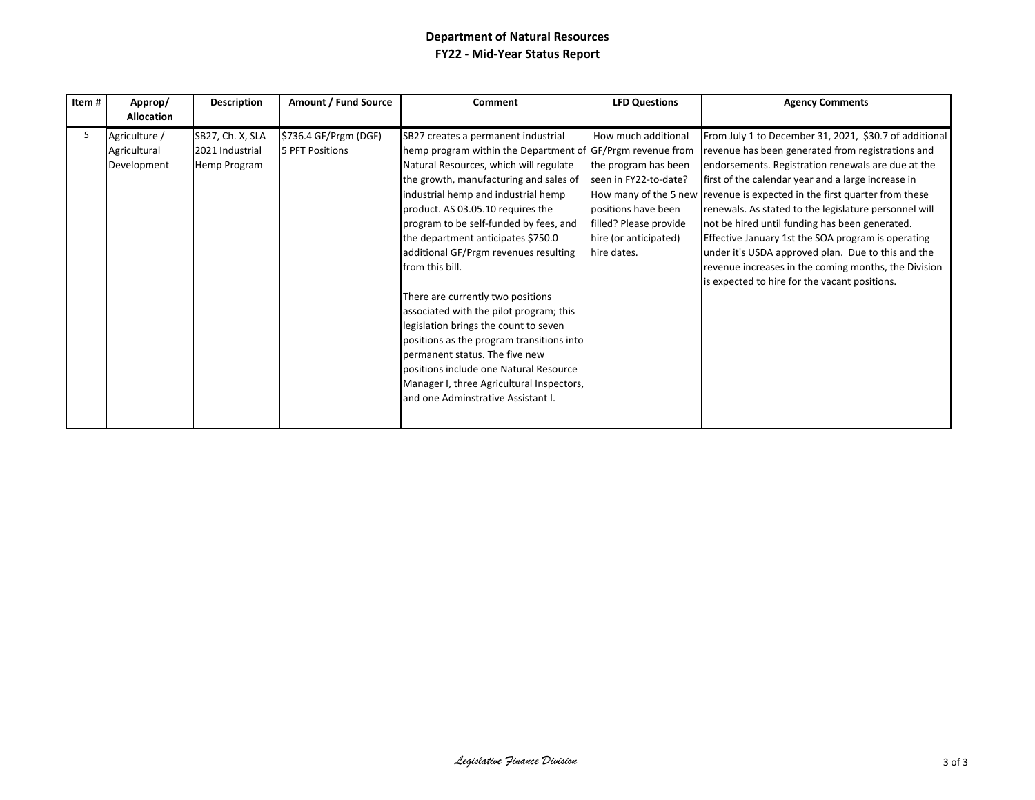**Department of Natural Resources**
**FY22 - Mid-Year Status Report**

| Item # | Approp/ Allocation | Description | Amount / Fund Source | Comment | LFD Questions | Agency Comments |
|---|---|---|---|---|---|---|
| 5 | Agriculture / Agricultural Development | SB27, Ch. X, SLA 2021 Industrial Hemp Program | $736.4 GF/Prgm (DGF) 5 PFT Positions | SB27 creates a permanent industrial hemp program within the Department of Natural Resources, which will regulate the growth, manufacturing and sales of industrial hemp and industrial hemp product. AS 03.05.10 requires the program to be self-funded by fees, and the department anticipates $750.0 additional GF/Prgm revenues resulting from this bill.<br><br>There are currently two positions associated with the pilot program; this legislation brings the count to seven positions as the program transitions into permanent status. The five new positions include one Natural Resource Manager I, three Agricultural Inspectors, and one Adminstrative Assistant I. | How much additional GF/Prgm revenue from the program has been seen in FY22-to-date? How many of the 5 new positions have been filled? Please provide hire (or anticipated) hire dates. | From July 1 to December 31, 2021, $30.7 of additional revenue has been generated from registrations and endorsements. Registration renewals are due at the first of the calendar year and a large increase in revenue is expected in the first quarter from these renewals. As stated to the legislature personnel will not be hired until funding has been generated. Effective January 1st the SOA program is operating under it's USDA approved plan. Due to this and the revenue increases in the coming months, the Division is expected to hire for the vacant positions. |

*Legislative Finance Division*